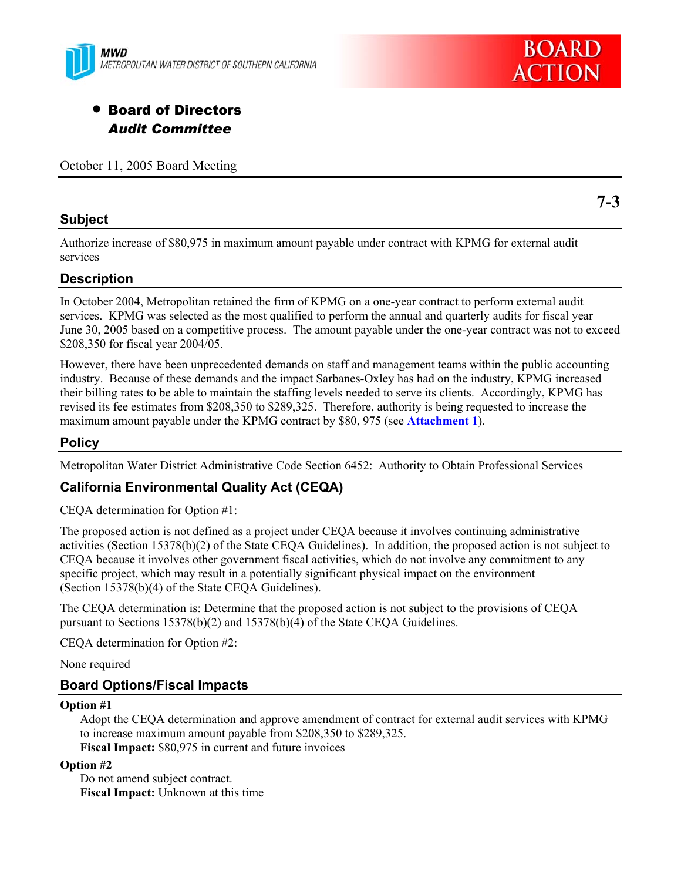MWD
METROPOLITAN WATER DISTRICT OF SOUTHERN CALIFORNIA

BOARD ACTION

- **Board of Directors**
  ***Audit Committee***

October 11, 2005 Board Meeting

**7-3**

## Subject

Authorize increase of $80,975 in maximum amount payable under contract with KPMG for external audit services

## Description

In October 2004, Metropolitan retained the firm of KPMG on a one-year contract to perform external audit services. KPMG was selected as the most qualified to perform the annual and quarterly audits for fiscal year June 30, 2005 based on a competitive process. The amount payable under the one-year contract was not to exceed $208,350 for fiscal year 2004/05.

However, there have been unprecedented demands on staff and management teams within the public accounting industry. Because of these demands and the impact Sarbanes-Oxley has had on the industry, KPMG increased their billing rates to be able to maintain the staffing levels needed to serve its clients. Accordingly, KPMG has revised its fee estimates from $208,350 to $289,325. Therefore, authority is being requested to increase the maximum amount payable under the KPMG contract by $80, 975 (see **Attachment 1**).

## Policy

Metropolitan Water District Administrative Code Section 6452: Authority to Obtain Professional Services

## California Environmental Quality Act (CEQA)

CEQA determination for Option #1:

The proposed action is not defined as a project under CEQA because it involves continuing administrative activities (Section 15378(b)(2) of the State CEQA Guidelines). In addition, the proposed action is not subject to CEQA because it involves other government fiscal activities, which do not involve any commitment to any specific project, which may result in a potentially significant physical impact on the environment (Section 15378(b)(4) of the State CEQA Guidelines).

The CEQA determination is: Determine that the proposed action is not subject to the provisions of CEQA pursuant to Sections 15378(b)(2) and 15378(b)(4) of the State CEQA Guidelines.

CEQA determination for Option #2:

None required

## Board Options/Fiscal Impacts

**Option #1**

Adopt the CEQA determination and approve amendment of contract for external audit services with KPMG to increase maximum amount payable from $208,350 to $289,325.
**Fiscal Impact:** $80,975 in current and future invoices

**Option #2**

Do not amend subject contract.
**Fiscal Impact:** Unknown at this time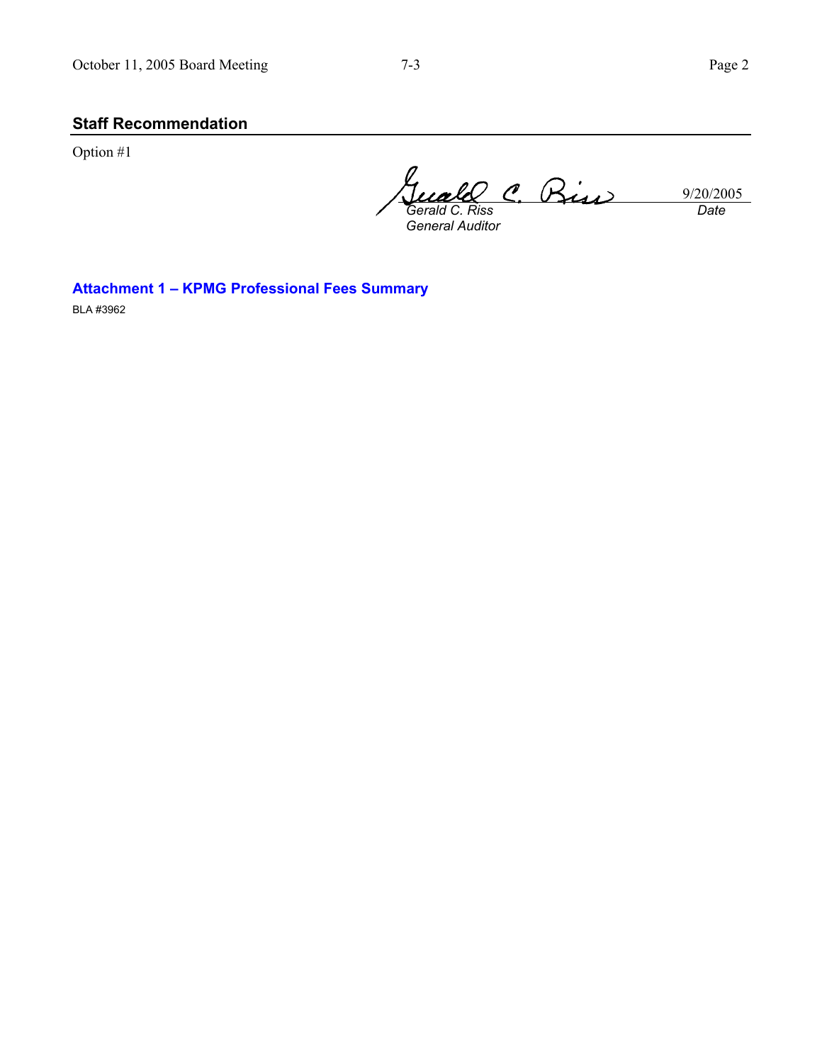## Staff Recommendation

Option #1

*Gerald C. Riss*
*General Auditor*

9/20/2005
*Date*

**Attachment 1 – KPMG Professional Fees Summary**

BLA #3962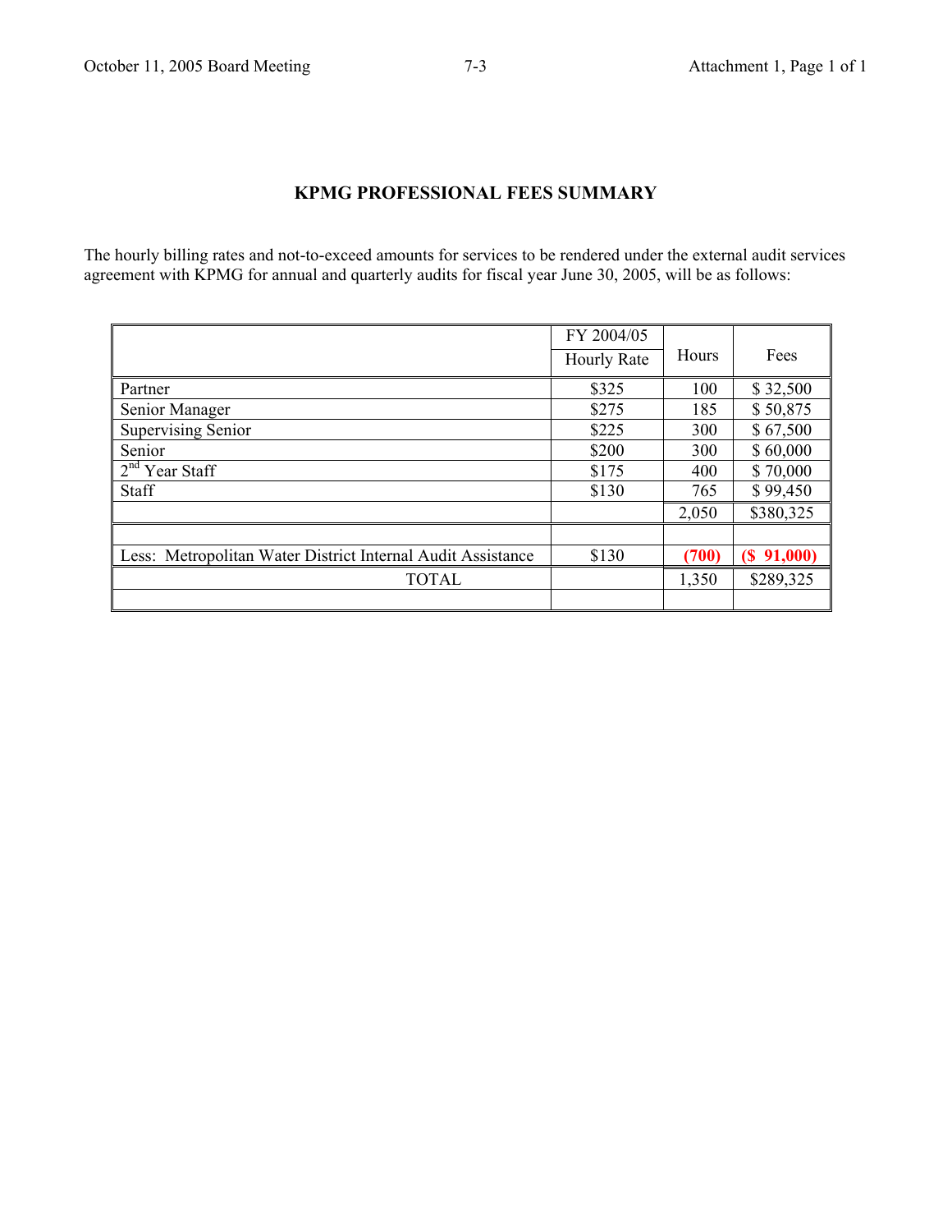## KPMG PROFESSIONAL FEES SUMMARY

The hourly billing rates and not-to-exceed amounts for services to be rendered under the external audit services agreement with KPMG for annual and quarterly audits for fiscal year June 30, 2005, will be as follows:

| | FY 2004/05 Hourly Rate | Hours | Fees |
|---|---|---|---|
| Partner | $325 | 100 | $ 32,500 |
| Senior Manager | $275 | 185 | $ 50,875 |
| Supervising Senior | $225 | 300 | $ 67,500 |
| Senior | $200 | 300 | $ 60,000 |
| 2nd Year Staff | $175 | 400 | $ 70,000 |
| Staff | $130 | 765 | $ 99,450 |
| | | 2,050 | $380,325 |
| | | | |
| Less: Metropolitan Water District Internal Audit Assistance | $130 | **(700)** | **($ 91,000)** |
| TOTAL | | 1,350 | $289,325 |
| | | | |